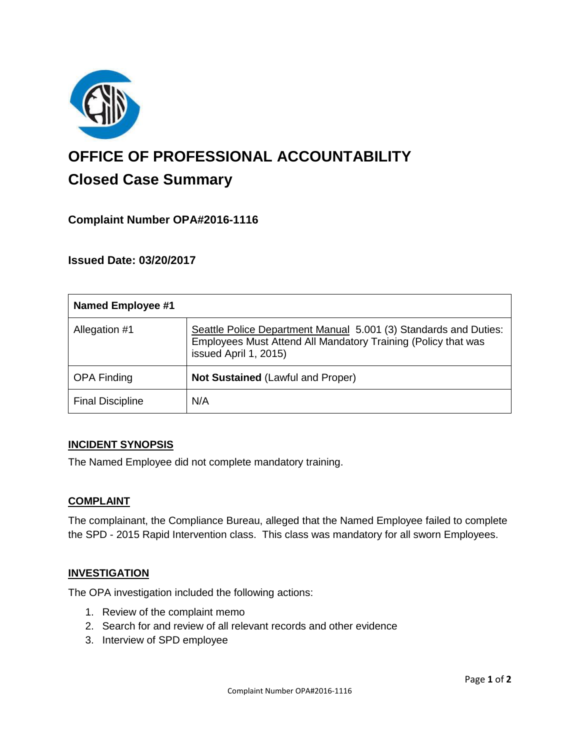# OFFICE OF PROFESSIONAL ACCOUNTABILITY

## Closed Case Summary

### Complaint Number OPA#2016-1116

### Issued Date: 03/20/2017

| Named Employee #1 | |
|---|---|
| Allegation #1 | Seattle Police Department Manual 5.001 (3) Standards and Duties: Employees Must Attend All Mandatory Training (Policy that was issued April 1, 2015) |
| OPA Finding | **Not Sustained** (Lawful and Proper) |
| Final Discipline | N/A |

### INCIDENT SYNOPSIS

The Named Employee did not complete mandatory training.

### COMPLAINT

The complainant, the Compliance Bureau, alleged that the Named Employee failed to complete the SPD - 2015 Rapid Intervention class. This class was mandatory for all sworn Employees.

### INVESTIGATION

The OPA investigation included the following actions:

1. Review of the complaint memo
2. Search for and review of all relevant records and other evidence
3. Interview of SPD employee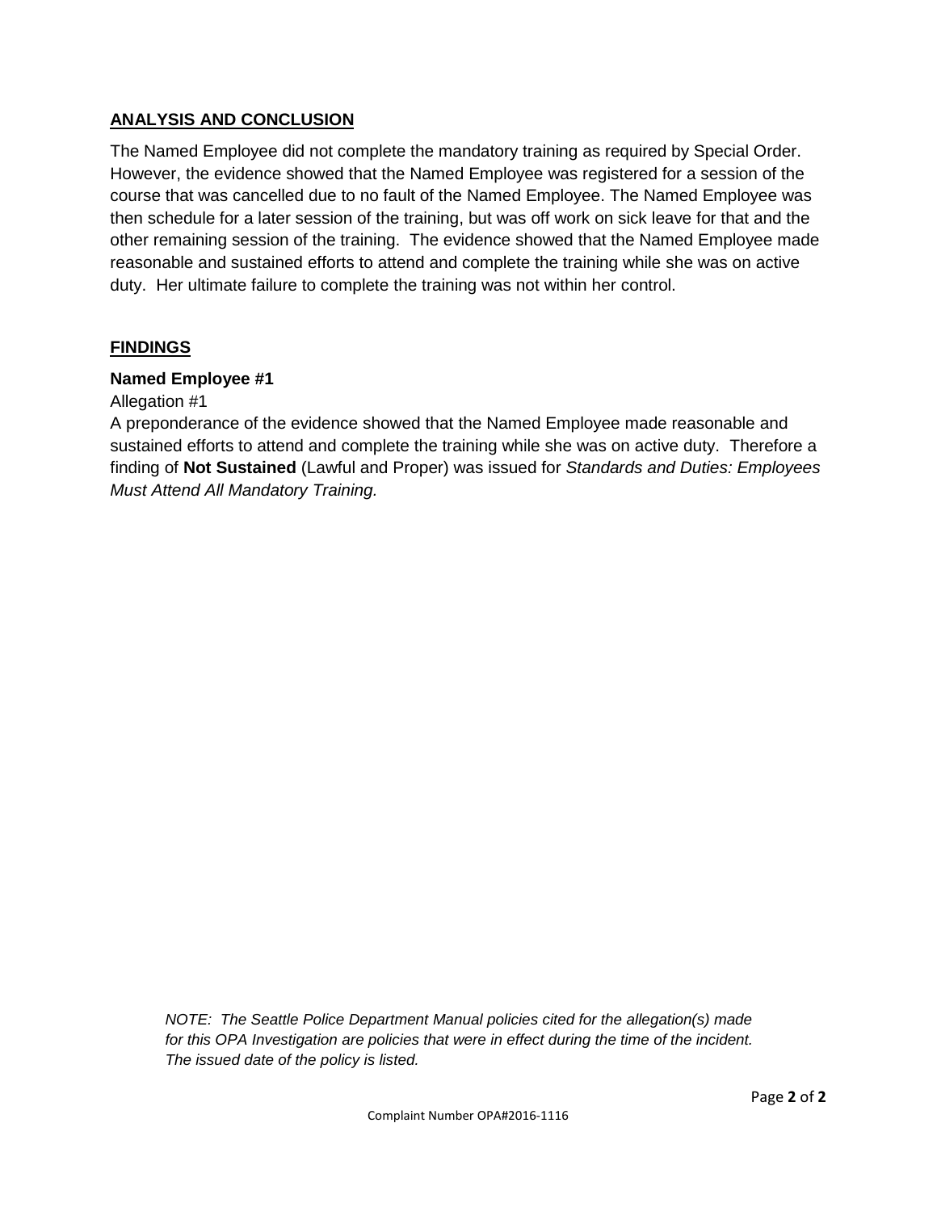## ANALYSIS AND CONCLUSION

The Named Employee did not complete the mandatory training as required by Special Order. However, the evidence showed that the Named Employee was registered for a session of the course that was cancelled due to no fault of the Named Employee. The Named Employee was then schedule for a later session of the training, but was off work on sick leave for that and the other remaining session of the training. The evidence showed that the Named Employee made reasonable and sustained efforts to attend and complete the training while she was on active duty. Her ultimate failure to complete the training was not within her control.

## FINDINGS

**Named Employee #1**

Allegation #1

A preponderance of the evidence showed that the Named Employee made reasonable and sustained efforts to attend and complete the training while she was on active duty. Therefore a finding of **Not Sustained** (Lawful and Proper) was issued for *Standards and Duties: Employees Must Attend All Mandatory Training.*

*NOTE: The Seattle Police Department Manual policies cited for the allegation(s) made for this OPA Investigation are policies that were in effect during the time of the incident. The issued date of the policy is listed.*

Complaint Number OPA#2016-1116